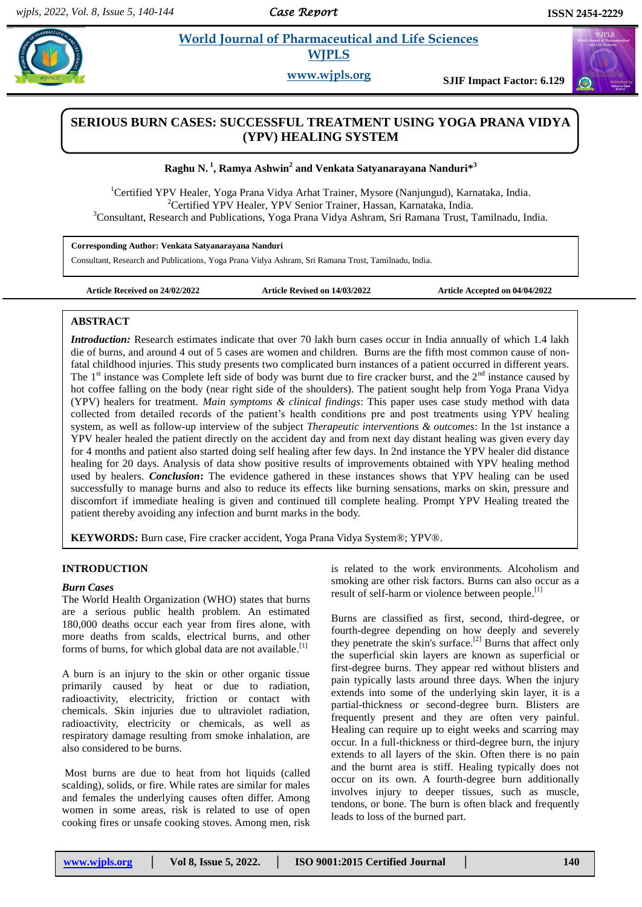# SERIOUS BURN CASES: SUCCESSFUL TREATMENT USING YOGA PRANA VIDYA (YPV) HEALING SYSTEM

**Raghu N.[1], Ramya Ashwin[2] and Venkata Satyanarayana Nanduri*[3]**

[1]Certified YPV Healer, Yoga Prana Vidya Arhat Trainer, Mysore (Nanjungud), Karnataka, India.
[2]Certified YPV Healer, YPV Senior Trainer, Hassan, Karnataka, India.
[3]Consultant, Research and Publications, Yoga Prana Vidya Ashram, Sri Ramana Trust, Tamilnadu, India.

**Corresponding Author: Venkata Satyanarayana Nanduri**
Consultant, Research and Publications, Yoga Prana Vidya Ashram, Sri Ramana Trust, Tamilnadu, India.

**Article Received on 24/02/2022** | **Article Revised on 14/03/2022** | **Article Accepted on 04/04/2022**

## ABSTRACT

***Introduction:*** Research estimates indicate that over 70 lakh burn cases occur in India annually of which 1.4 lakh die of burns, and around 4 out of 5 cases are women and children. Burns are the fifth most common cause of non-fatal childhood injuries. This study presents two complicated burn instances of a patient occurred in different years. The 1st instance was Complete left side of body was burnt due to fire cracker burst, and the 2nd instance caused by hot coffee falling on the body (near right side of the shoulders). The patient sought help from Yoga Prana Vidya (YPV) healers for treatment. *Main symptoms & clinical findings*: This paper uses case study method with data collected from detailed records of the patient's health conditions pre and post treatments using YPV healing system, as well as follow-up interview of the subject *Therapeutic interventions & outcomes*: In the 1st instance a YPV healer healed the patient directly on the accident day and from next day distant healing was given every day for 4 months and patient also started doing self healing after few days. In 2nd instance the YPV healer did distance healing for 20 days. Analysis of data show positive results of improvements obtained with YPV healing method used by healers. ***Conclusion*:** The evidence gathered in these instances shows that YPV healing can be used successfully to manage burns and also to reduce its effects like burning sensations, marks on skin, pressure and discomfort if immediate healing is given and continued till complete healing. Prompt YPV Healing treated the patient thereby avoiding any infection and burnt marks in the body.

**KEYWORDS:** Burn case, Fire cracker accident, Yoga Prana Vidya System®; YPV®.

## INTRODUCTION

### *Burn Cases*

The World Health Organization (WHO) states that burns are a serious public health problem. An estimated 180,000 deaths occur each year from fires alone, with more deaths from scalds, electrical burns, and other forms of burns, for which global data are not available.[1]

A burn is an injury to the skin or other organic tissue primarily caused by heat or due to radiation, radioactivity, electricity, friction or contact with chemicals. Skin injuries due to ultraviolet radiation, radioactivity, electricity or chemicals, as well as respiratory damage resulting from smoke inhalation, are also considered to be burns.

Most burns are due to heat from hot liquids (called scalding), solids, or fire. While rates are similar for males and females the underlying causes often differ. Among women in some areas, risk is related to use of open cooking fires or unsafe cooking stoves. Among men, risk is related to the work environments. Alcoholism and smoking are other risk factors. Burns can also occur as a result of self-harm or violence between people.[1]

Burns are classified as first, second, third-degree, or fourth-degree depending on how deeply and severely they penetrate the skin's surface.[2] Burns that affect only the superficial skin layers are known as superficial or first-degree burns. They appear red without blisters and pain typically lasts around three days. When the injury extends into some of the underlying skin layer, it is a partial-thickness or second-degree burn. Blisters are frequently present and they are often very painful. Healing can require up to eight weeks and scarring may occur. In a full-thickness or third-degree burn, the injury extends to all layers of the skin. Often there is no pain and the burnt area is stiff. Healing typically does not occur on its own. A fourth-degree burn additionally involves injury to deeper tissues, such as muscle, tendons, or bone. The burn is often black and frequently leads to loss of the burned part.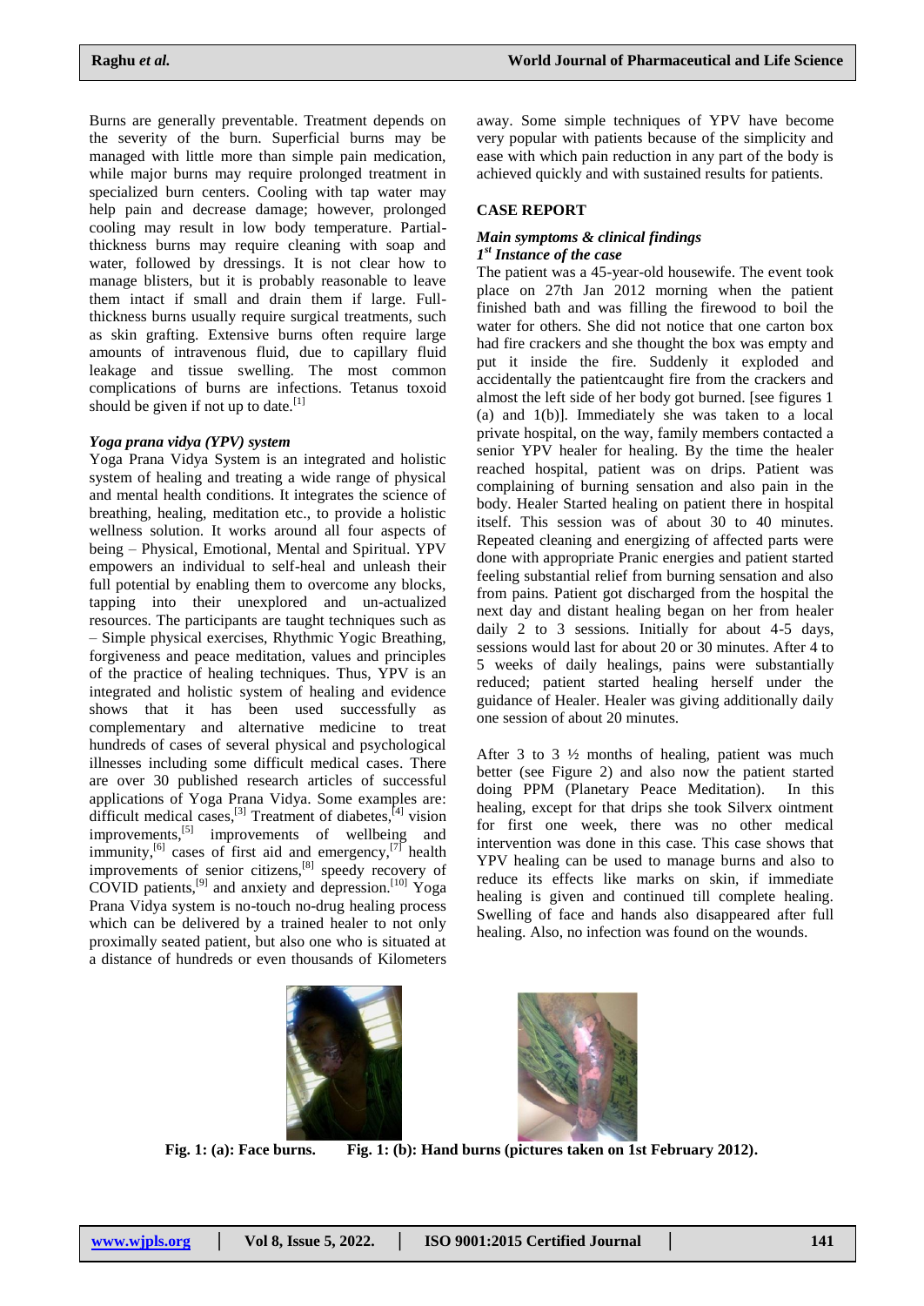Burns are generally preventable. Treatment depends on the severity of the burn. Superficial burns may be managed with little more than simple pain medication, while major burns may require prolonged treatment in specialized burn centers. Cooling with tap water may help pain and decrease damage; however, prolonged cooling may result in low body temperature. Partial-thickness burns may require cleaning with soap and water, followed by dressings. It is not clear how to manage blisters, but it is probably reasonable to leave them intact if small and drain them if large. Full-thickness burns usually require surgical treatments, such as skin grafting. Extensive burns often require large amounts of intravenous fluid, due to capillary fluid leakage and tissue swelling. The most common complications of burns are infections. Tetanus toxoid should be given if not up to date.[1]

### *Yoga prana vidya (YPV) system*

Yoga Prana Vidya System is an integrated and holistic system of healing and treating a wide range of physical and mental health conditions. It integrates the science of breathing, healing, meditation etc., to provide a holistic wellness solution. It works around all four aspects of being – Physical, Emotional, Mental and Spiritual. YPV empowers an individual to self-heal and unleash their full potential by enabling them to overcome any blocks, tapping into their unexplored and un-actualized resources. The participants are taught techniques such as – Simple physical exercises, Rhythmic Yogic Breathing, forgiveness and peace meditation, values and principles of the practice of healing techniques. Thus, YPV is an integrated and holistic system of healing and evidence shows that it has been used successfully as complementary and alternative medicine to treat hundreds of cases of several physical and psychological illnesses including some difficult medical cases. There are over 30 published research articles of successful applications of Yoga Prana Vidya. Some examples are: difficult medical cases,[3] Treatment of diabetes,[4] vision improvements,[5] improvements of wellbeing and immunity,[6] cases of first aid and emergency,[7] health improvements of senior citizens,[8] speedy recovery of COVID patients,[9] and anxiety and depression.[10] Yoga Prana Vidya system is no-touch no-drug healing process which can be delivered by a trained healer to not only proximally seated patient, but also one who is situated at a distance of hundreds or even thousands of Kilometers away. Some simple techniques of YPV have become very popular with patients because of the simplicity and ease with which pain reduction in any part of the body is achieved quickly and with sustained results for patients.

## CASE REPORT

### *Main symptoms & clinical findings*

#### *1st Instance of the case*

The patient was a 45-year-old housewife. The event took place on 27th Jan 2012 morning when the patient finished bath and was filling the firewood to boil the water for others. She did not notice that one carton box had fire crackers and she thought the box was empty and put it inside the fire. Suddenly it exploded and accidentally the patientcaught fire from the crackers and almost the left side of her body got burned. [see figures 1 (a) and 1(b)]. Immediately she was taken to a local private hospital, on the way, family members contacted a senior YPV healer for healing. By the time the healer reached hospital, patient was on drips. Patient was complaining of burning sensation and also pain in the body. Healer Started healing on patient there in hospital itself. This session was of about 30 to 40 minutes. Repeated cleaning and energizing of affected parts were done with appropriate Pranic energies and patient started feeling substantial relief from burning sensation and also from pains. Patient got discharged from the hospital the next day and distant healing began on her from healer daily 2 to 3 sessions. Initially for about 4-5 days, sessions would last for about 20 or 30 minutes. After 4 to 5 weeks of daily healings, pains were substantially reduced; patient started healing herself under the guidance of Healer. Healer was giving additionally daily one session of about 20 minutes.

After 3 to 3 ½ months of healing, patient was much better (see Figure 2) and also now the patient started doing PPM (Planetary Peace Meditation). In this healing, except for that drips she took Silverx ointment for first one week, there was no other medical intervention was done in this case. This case shows that YPV healing can be used to manage burns and also to reduce its effects like marks on skin, if immediate healing is given and continued till complete healing. Swelling of face and hands also disappeared after full healing. Also, no infection was found on the wounds.

**Fig. 1: (a): Face burns.** **Fig. 1: (b): Hand burns (pictures taken on 1st February 2012).**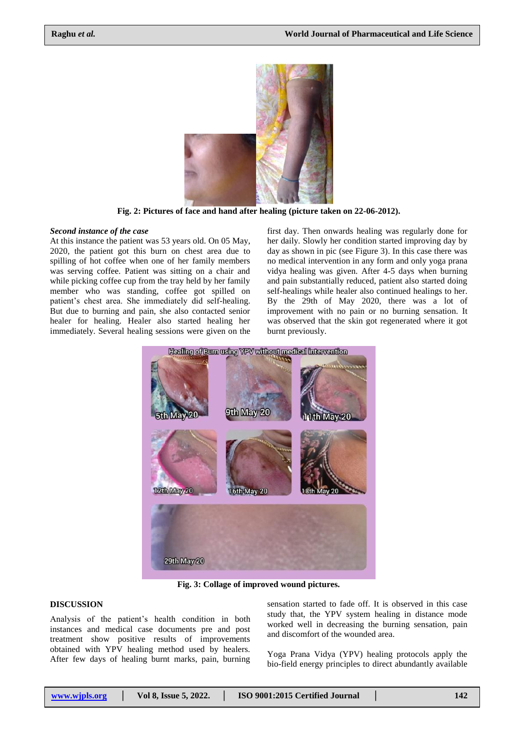Fig. 2: Pictures of face and hand after healing (picture taken on 22-06-2012).

***Second instance of the case***

At this instance the patient was 53 years old. On 05 May, 2020, the patient got this burn on chest area due to spilling of hot coffee when one of her family members was serving coffee. Patient was sitting on a chair and while picking coffee cup from the tray held by her family member who was standing, coffee got spilled on patient's chest area. She immediately did self-healing. But due to burning and pain, she also contacted senior healer for healing. Healer also started healing her immediately. Several healing sessions were given on the first day. Then onwards healing was regularly done for her daily. Slowly her condition started improving day by day as shown in pic (see Figure 3). In this case there was no medical intervention in any form and only yoga prana vidya healing was given. After 4-5 days when burning and pain substantially reduced, patient also started doing self-healings while healer also continued healings to her. By the 29th of May 2020, there was a lot of improvement with no pain or no burning sensation. It was observed that the skin got regenerated where it got burnt previously.

Fig. 3: Collage of improved wound pictures.

## DISCUSSION

Analysis of the patient's health condition in both instances and medical case documents pre and post treatment show positive results of improvements obtained with YPV healing method used by healers. After few days of healing burnt marks, pain, burning sensation started to fade off. It is observed in this case study that, the YPV system healing in distance mode worked well in decreasing the burning sensation, pain and discomfort of the wounded area.

Yoga Prana Vidya (YPV) healing protocols apply the bio-field energy principles to direct abundantly available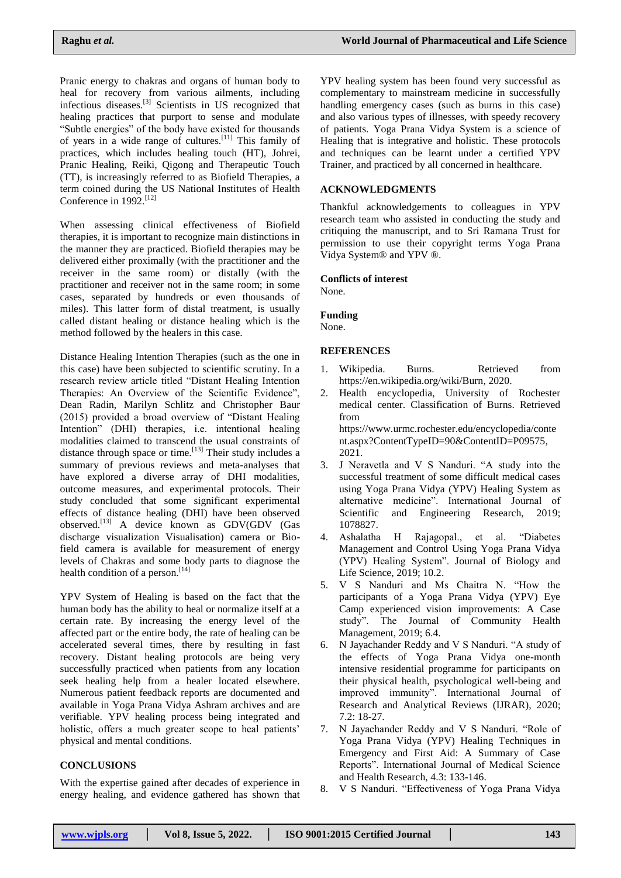Pranic energy to chakras and organs of human body to heal for recovery from various ailments, including infectious diseases.[3] Scientists in US recognized that healing practices that purport to sense and modulate "Subtle energies" of the body have existed for thousands of years in a wide range of cultures.[11] This family of practices, which includes healing touch (HT), Johrei, Pranic Healing, Reiki, Qigong and Therapeutic Touch (TT), is increasingly referred to as Biofield Therapies, a term coined during the US National Institutes of Health Conference in 1992.[12]

When assessing clinical effectiveness of Biofield therapies, it is important to recognize main distinctions in the manner they are practiced. Biofield therapies may be delivered either proximally (with the practitioner and the receiver in the same room) or distally (with the practitioner and receiver not in the same room; in some cases, separated by hundreds or even thousands of miles). This latter form of distal treatment, is usually called distant healing or distance healing which is the method followed by the healers in this case.

Distance Healing Intention Therapies (such as the one in this case) have been subjected to scientific scrutiny. In a research review article titled "Distant Healing Intention Therapies: An Overview of the Scientific Evidence", Dean Radin, Marilyn Schlitz and Christopher Baur (2015) provided a broad overview of "Distant Healing Intention" (DHI) therapies, i.e. intentional healing modalities claimed to transcend the usual constraints of distance through space or time.[13] Their study includes a summary of previous reviews and meta-analyses that have explored a diverse array of DHI modalities, outcome measures, and experimental protocols. Their study concluded that some significant experimental effects of distance healing (DHI) have been observed observed.[13] A device known as GDV(GDV (Gas discharge visualization Visualisation) camera or Bio-field camera is available for measurement of energy levels of Chakras and some body parts to diagnose the health condition of a person.[14]

YPV System of Healing is based on the fact that the human body has the ability to heal or normalize itself at a certain rate. By increasing the energy level of the affected part or the entire body, the rate of healing can be accelerated several times, there by resulting in fast recovery. Distant healing protocols are being very successfully practiced when patients from any location seek healing help from a healer located elsewhere. Numerous patient feedback reports are documented and available in Yoga Prana Vidya Ashram archives and are verifiable. YPV healing process being integrated and holistic, offers a much greater scope to heal patients' physical and mental conditions.

## CONCLUSIONS

With the expertise gained after decades of experience in energy healing, and evidence gathered has shown that YPV healing system has been found very successful as complementary to mainstream medicine in successfully handling emergency cases (such as burns in this case) and also various types of illnesses, with speedy recovery of patients. Yoga Prana Vidya System is a science of Healing that is integrative and holistic. These protocols and techniques can be learnt under a certified YPV Trainer, and practiced by all concerned in healthcare.

## ACKNOWLEDGMENTS

Thankful acknowledgements to colleagues in YPV research team who assisted in conducting the study and critiquing the manuscript, and to Sri Ramana Trust for permission to use their copyright terms Yoga Prana Vidya System® and YPV ®.

### Conflicts of interest

None.

### Funding

None.

## REFERENCES

1. Wikipedia. Burns. Retrieved from https://en.wikipedia.org/wiki/Burn, 2020.
2. Health encyclopedia, University of Rochester medical center. Classification of Burns. Retrieved from https://www.urmc.rochester.edu/encyclopedia/content.aspx?ContentTypeID=90&ContentID=P09575, 2021.
3. J Neravetla and V S Nanduri. "A study into the successful treatment of some difficult medical cases using Yoga Prana Vidya (YPV) Healing System as alternative medicine". International Journal of Scientific and Engineering Research, 2019; 1078827.
4. Ashalatha H Rajagopal., et al. "Diabetes Management and Control Using Yoga Prana Vidya (YPV) Healing System". Journal of Biology and Life Science, 2019; 10.2.
5. V S Nanduri and Ms Chaitra N. "How the participants of a Yoga Prana Vidya (YPV) Eye Camp experienced vision improvements: A Case study". The Journal of Community Health Management, 2019; 6.4.
6. N Jayachander Reddy and V S Nanduri. "A study of the effects of Yoga Prana Vidya one-month intensive residential programme for participants on their physical health, psychological well-being and improved immunity". International Journal of Research and Analytical Reviews (IJRAR), 2020; 7.2: 18-27.
7. N Jayachander Reddy and V S Nanduri. "Role of Yoga Prana Vidya (YPV) Healing Techniques in Emergency and First Aid: A Summary of Case Reports". International Journal of Medical Science and Health Research, 4.3: 133-146.
8. V S Nanduri. "Effectiveness of Yoga Prana Vidya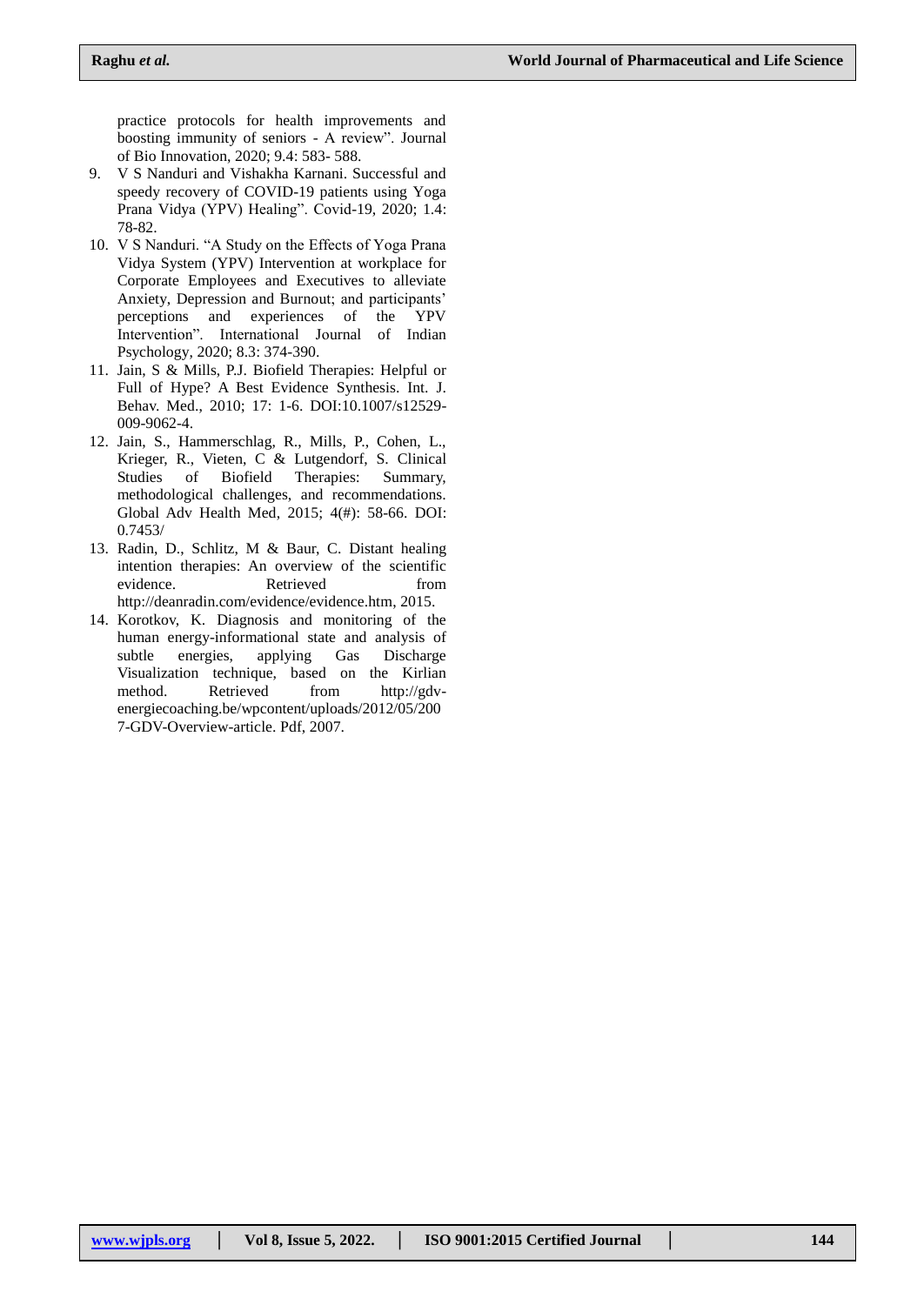practice protocols for health improvements and boosting immunity of seniors - A review". Journal of Bio Innovation, 2020; 9.4: 583- 588.

9. V S Nanduri and Vishakha Karnani. Successful and speedy recovery of COVID-19 patients using Yoga Prana Vidya (YPV) Healing". Covid-19, 2020; 1.4: 78-82.
10. V S Nanduri. "A Study on the Effects of Yoga Prana Vidya System (YPV) Intervention at workplace for Corporate Employees and Executives to alleviate Anxiety, Depression and Burnout; and participants' perceptions and experiences of the YPV Intervention". International Journal of Indian Psychology, 2020; 8.3: 374-390.
11. Jain, S & Mills, P.J. Biofield Therapies: Helpful or Full of Hype? A Best Evidence Synthesis. Int. J. Behav. Med., 2010; 17: 1-6. DOI:10.1007/s12529-009-9062-4.
12. Jain, S., Hammerschlag, R., Mills, P., Cohen, L., Krieger, R., Vieten, C & Lutgendorf, S. Clinical Studies of Biofield Therapies: Summary, methodological challenges, and recommendations. Global Adv Health Med, 2015; 4(#): 58-66. DOI: 0.7453/
13. Radin, D., Schlitz, M & Baur, C. Distant healing intention therapies: An overview of the scientific evidence. Retrieved from http://deanradin.com/evidence/evidence.htm, 2015.
14. Korotkov, K. Diagnosis and monitoring of the human energy-informational state and analysis of subtle energies, applying Gas Discharge Visualization technique, based on the Kirlian method. Retrieved from http://gdv-energiecoaching.be/wpcontent/uploads/2012/05/2007-GDV-Overview-article. Pdf, 2007.